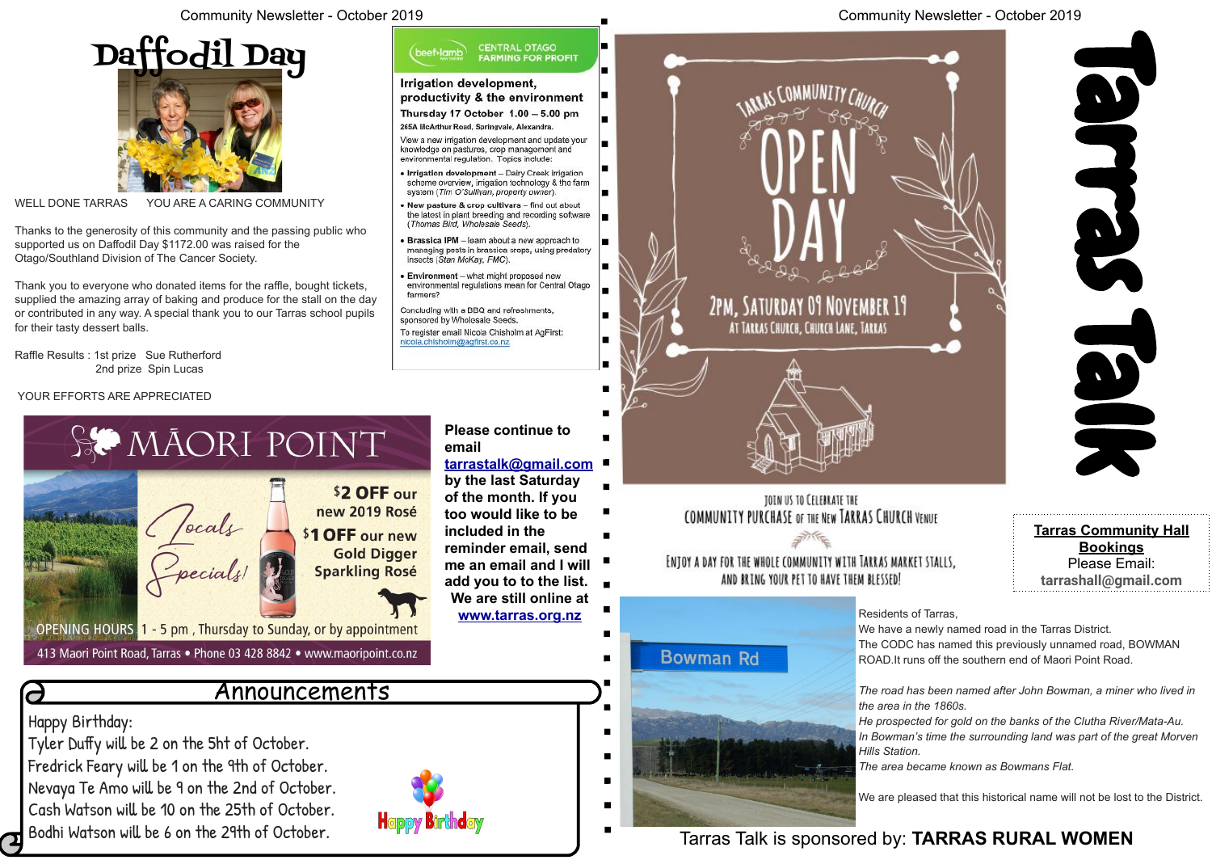# Tarras Talk

# Daffodil Day

WELL DONE TARRAS    YOU ARE A CARING COMMUNITY

Thanks to the generosity of this community and the passing public who supported us on Daffodil Day $1172.00 was raised for the Otago/Southland Division of The Cancer Society.

Thank you to everyone who donated items for the raffle, bought tickets, supplied the amazing array of baking and produce for the stall on the day or contributed in any way. A special thank you to our Tarras school pupils for their tasty dessert balls.

Raffle Results : 1st prize  Sue Rutherford
2nd prize  Spin Lucas

YOUR EFFORTS ARE APPRECIATED

## CENTRAL OTAGO FARMING FOR PROFIT

beef+lamb

**Irrigation development, productivity & the environment**

**Thursday 17 October 1.00 – 5.00 pm**

**265A McArthur Road, Springvale, Alexandra.**

View a new irrigation development and update your knowledge on pastures, crop management and environmental regulation. Topics include:

- **Irrigation development** – Dairy Creek irrigation scheme overview, irrigation technology & the farm system (*Tim O'Sullivan, property owner*).
- **New pasture & crop cultivars** – find out about the latest in plant breeding and recording software (*Thomas Bird, Wholesale Seeds*).
- **Brassica IPM** – learn about a new approach to managing pests in brassica crops, using predatory insects (*Stan McKay, FMC*).
- **Environment** – what might proposed new environmental regulations mean for Central Otago farmers?

Concluding with a BBQ and refreshments, sponsored by Wholesale Seeds.

To register email Nicola Chisholm at AgFirst: nicola.chisholm@agfirst.co.nz

## MĀORI POINT

Locals Specials!

$2 OFF our new 2019 Rosé

$1 OFF our new Gold Digger Sparkling Rosé

OPENING HOURS 1 - 5 pm , Thursday to Sunday, or by appointment

413 Maori Point Road, Tarras • Phone 03 428 8842 • www.maoripoint.co.nz

**Please continue to email tarrastalk@gmail.com by the last Saturday of the month. If you too would like to be included in the reminder email, send me an email and I will add you to to the list. We are still online at www.tarras.org.nz**

## Announcements

Happy Birthday:

Tyler Duffy will be 2 on the 5ht of October.
Fredrick Feary will be 1 on the 9th of October.
Nevaya Te Amo will be 9 on the 2nd of October.
Cash Watson will be 10 on the 25th of October.
Bodhi Watson will be 6 on the 29th of October.

Happy Birthday

## Tarras Community Church OPEN DAY

2PM, SATURDAY 09 NOVEMBER 19
AT TARRAS CHURCH, CHURCH LANE, TARRAS

JOIN US TO CELEBRATE THE COMMUNITY PURCHASE OF THE NEW TARRAS CHURCH VENUE

ENJOY A DAY FOR THE WHOLE COMMUNITY WITH TARRAS MARKET STALLS, AND BRING YOUR PET TO HAVE THEM BLESSED!

**Tarras Community Hall Bookings**
Please Email:
**tarrashall@gmail.com**

Bowman Rd

Residents of Tarras,
We have a newly named road in the Tarras District.
The CODC has named this previously unnamed road, BOWMAN ROAD.It runs off the southern end of Maori Point Road.

*The road has been named after John Bowman, a miner who lived in the area in the 1860s.*
*He prospected for gold on the banks of the Clutha River/Mata-Au.*
*In Bowman's time the surrounding land was part of the great Morven Hills Station.*
*The area became known as Bowmans Flat.*

We are pleased that this historical name will not be lost to the District.

Tarras Talk is sponsored by: **TARRAS RURAL WOMEN**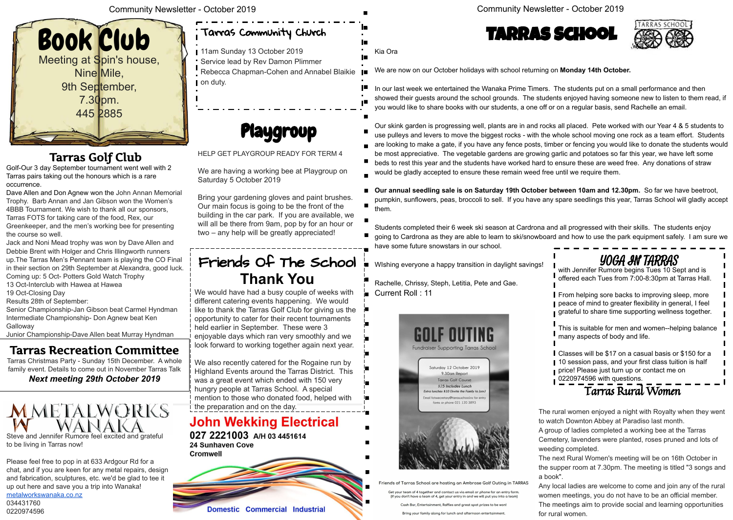# Book Club

Meeting at Spin's house, Nine Mile, 9th September, 7.30pm. 445 2885

## Tarras Golf Club

Golf-Our 3 day September tournament went well with 2 Tarras pairs taking out the honours which is a rare occurrence.

Dave Allen and Don Agnew won the John Annan Memorial Trophy. Barb Annan and Jan Gibson won the Women's 4BBB Tournament. We wish to thank all our sponsors, Tarras FOTS for taking care of the food, Rex, our Greenkeeper, and the men's working bee for presenting the course so well.

Jack and Noni Mead trophy was won by Dave Allen and Debbie Brent with Holger and Chris Illingworth runners up.The Tarras Men's Pennant team is playing the CO Final in their section on 29th September at Alexandra, good luck.

Coming up: 5 Oct- Potters Gold Watch Trophy
13 Oct-Interclub with Hawea at Hawea
19 Oct-Closing Day

Results 28th of September:
Senior Championship-Jan Gibson beat Carmel Hyndman
Intermediate Championship- Don Agnew beat Ken Galloway
Junior Championship-Dave Allen beat Murray Hyndman

## Tarras Recreation Committee

Tarras Christmas Party - Sunday 15th December. A whole family event. Details to come out in November Tarras Talk

***Next meeting 29th October 2019***

## Metalworks Wanaka

Steve and Jennifer Rumore feel excited and grateful to be living in Tarras now!

Please feel free to pop in at 633 Ardgour Rd for a chat, and if you are keen for any metal repairs, design and fabrication, sculptures, etc. we'd be glad to tee it up out here and save you a trip into Wanaka!
metalworkswanaka.co.nz
034431760
0220974596

## Tarras Community Church

11am Sunday 13 October 2019
Service lead by Rev Damon Plimmer
Rebecca Chapman-Cohen and Annabel Blaikie on duty.

## Playgroup

HELP GET PLAYGROUP READY FOR TERM 4

We are having a working bee at Playgroup on Saturday 5 October 2019

Bring your gardening gloves and paint brushes. Our main focus is going to be the front of the building in the car park. If you are available, we will all be there from 9am, pop by for an hour or two – any help will be greatly appreciated!

## Friends Of The School Thank You

We would have had a busy couple of weeks with different catering events happening. We would like to thank the Tarras Golf Club for giving us the opportunity to cater for their recent tournaments held earlier in September. These were 3 enjoyable days which ran very smoothly and we look forward to working together again next year.

We also recently catered for the Rogaine run by Highland Events around the Tarras District. This was a great event which ended with 150 very hungry people at Tarras School. A special mention to those who donated food, helped with the preparation and on the day.

## John Wekking Electrical

**027 2221003** A/H 03 4451614
**24 Sunhaven Cove**
**Cromwell**

Domestic Commercial Industrial

# TARRAS SCHOOL

Kia Ora

We are now on our October holidays with school returning on **Monday 14th October.**

In our last week we entertained the Wanaka Prime Timers. The students put on a small performance and then showed their guests around the school grounds. The students enjoyed having someone new to listen to them read, if you would like to share books with our students, a one off or on a regular basis, send Rachelle an email.

Our skink garden is progressing well, plants are in and rocks all placed. Pete worked with our Year 4 & 5 students to use pulleys and levers to move the biggest rocks - with the whole school moving one rock as a team effort. Students are looking to make a gate, if you have any fence posts, timber or fencing you would like to donate the students would be most appreciative. The vegetable gardens are growing garlic and potatoes so far this year, we have left some beds to rest this year and the students have worked hard to ensure these are weed free. Any donations of straw would be gladly accepted to ensure these remain weed free until we require them.

**Our annual seedling sale is on Saturday 19th October between 10am and 12.30pm.** So far we have beetroot, pumpkin, sunflowers, peas, broccoli to sell. If you have any spare seedlings this year, Tarras School will gladly accept them.

Students completed their 6 week ski season at Cardrona and all progressed with their skills. The students enjoy going to Cardrona as they are able to learn to ski/snowboard and how to use the park equipment safely. I am sure we have some future snowstars in our school.

WIshing everyone a happy transition in daylight savings!

Rachelle, Chrissy, Steph, Letitia, Pete and Gae.
Current Roll : 11

## GOLF OUTING

Fundraiser Supporting Tarras School

Saturday 12 October 2019
9.30am Report
Tarras Golf Course
$25 Includes Lunch
Extra lunches $10 (invite the Family to Join)
Email fotssecretary@tarrasschool.nz for entry forms or phone 021 120 3893

Friends of Tarras School are hosting an Ambrose Golf Outing in TARRAS

Get your team of 4 together and contact us via email or phone for an entry form. (If you don't have a team of 4, get your entry in and we will put you into a team)

Cash Bar, Entertainment, Raffles and great spot prizes to be won!

Bring your family along for lunch and afternoon entertainment.

## YOGA IN TARRAS

with Jennifer Rumore begins Tues 10 Sept and is offered each Tues from 7:00-8:30pm at Tarras Hall.

From helping sore backs to improving sleep, more peace of mind to greater flexibility in general, I feel grateful to share time supporting wellness together.

This is suitable for men and women--helping balance many aspects of body and life.

Classes will be $17 on a casual basis or $150 for a 10 session pass, and your first class tuition is half price! Please just turn up or contact me on 0220974596 with questions.

## Tarras Rural Women

The rural women enjoyed a night with Royalty when they went to watch Downton Abbey at Paradiso last month.
A group of ladies completed a working bee at the Tarras Cemetery, lavenders were planted, roses pruned and lots of weeding completed.
The next Rural Women's meeting will be on 16th October in the supper room at 7.30pm. The meeting is titled "3 songs and a book".
Any local ladies are welcome to come and join any of the rural women meetings, you do not have to be an official member.
The meetings aim to provide social and learning opportunities for rural women.